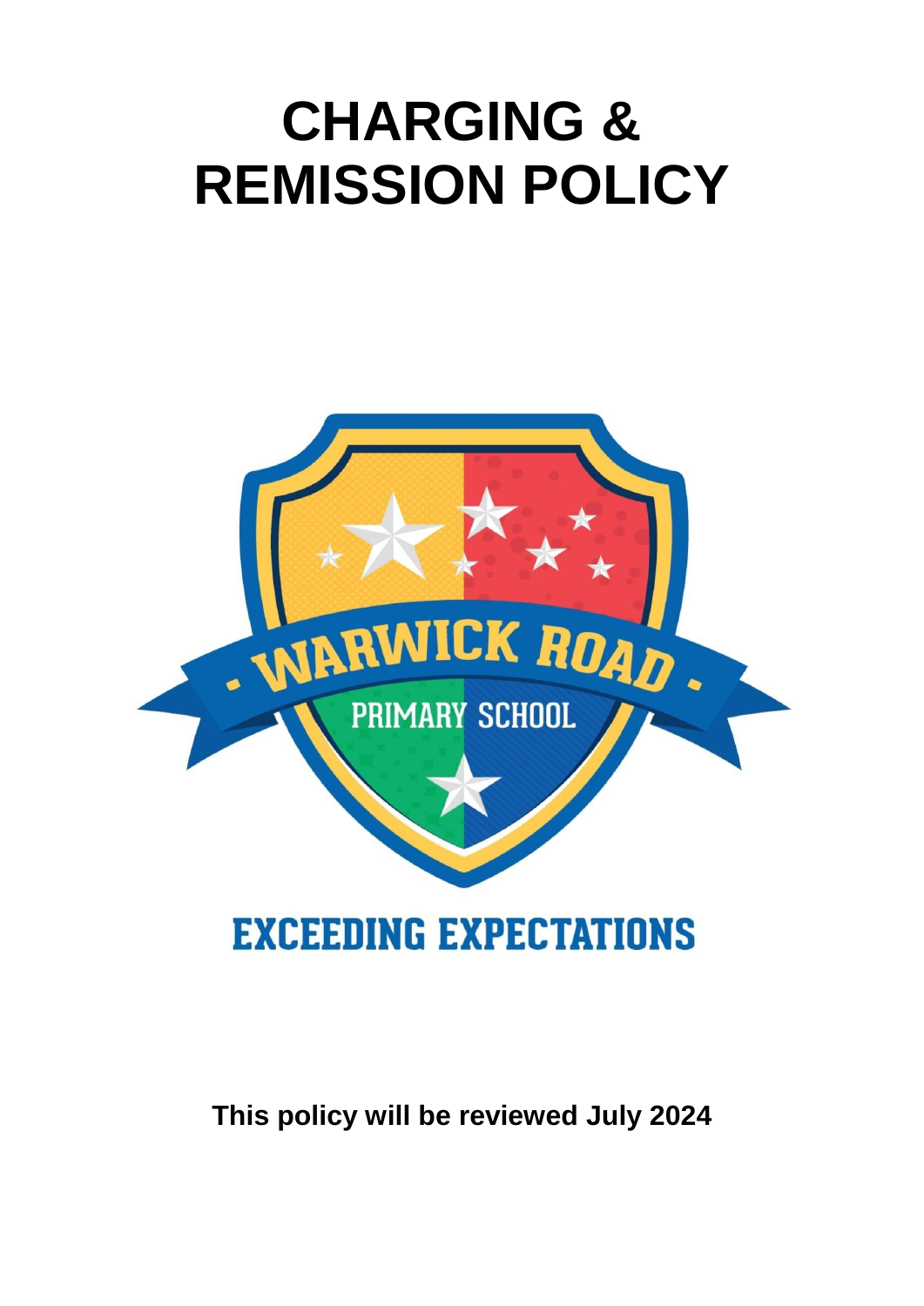# CHARGING & REMISSION POLICY

**EXCEEDING EXPECTATIONS**

**This policy will be reviewed July 2024**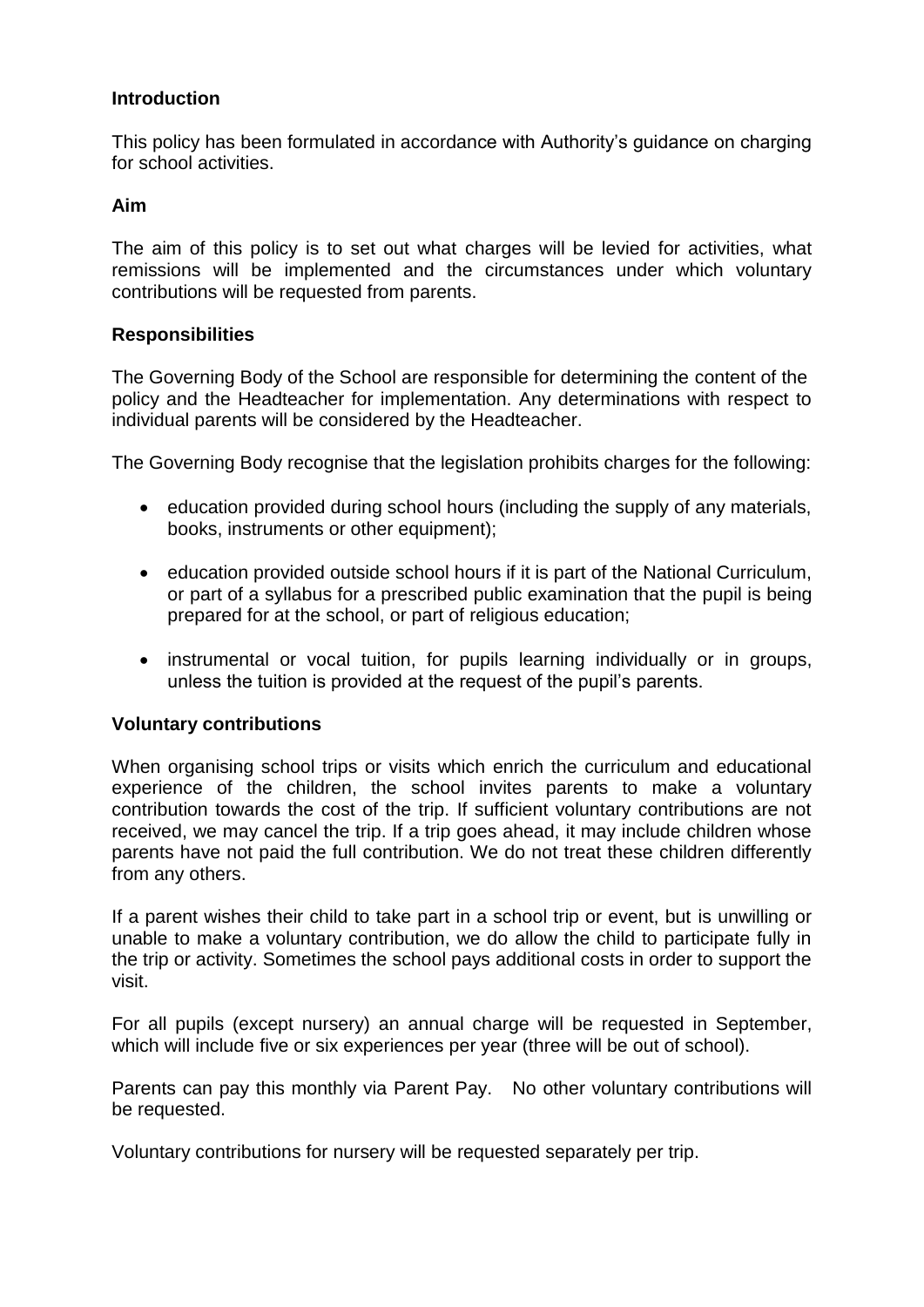## Introduction

This policy has been formulated in accordance with Authority's guidance on charging for school activities.

## Aim

The aim of this policy is to set out what charges will be levied for activities, what remissions will be implemented and the circumstances under which voluntary contributions will be requested from parents.

## Responsibilities

The Governing Body of the School are responsible for determining the content of the policy and the Headteacher for implementation. Any determinations with respect to individual parents will be considered by the Headteacher.

The Governing Body recognise that the legislation prohibits charges for the following:

- education provided during school hours (including the supply of any materials, books, instruments or other equipment);
- education provided outside school hours if it is part of the National Curriculum, or part of a syllabus for a prescribed public examination that the pupil is being prepared for at the school, or part of religious education;
- instrumental or vocal tuition, for pupils learning individually or in groups, unless the tuition is provided at the request of the pupil's parents.

## Voluntary contributions

When organising school trips or visits which enrich the curriculum and educational experience of the children, the school invites parents to make a voluntary contribution towards the cost of the trip. If sufficient voluntary contributions are not received, we may cancel the trip. If a trip goes ahead, it may include children whose parents have not paid the full contribution. We do not treat these children differently from any others.

If a parent wishes their child to take part in a school trip or event, but is unwilling or unable to make a voluntary contribution, we do allow the child to participate fully in the trip or activity. Sometimes the school pays additional costs in order to support the visit.

For all pupils (except nursery) an annual charge will be requested in September, which will include five or six experiences per year (three will be out of school).

Parents can pay this monthly via Parent Pay. No other voluntary contributions will be requested.

Voluntary contributions for nursery will be requested separately per trip.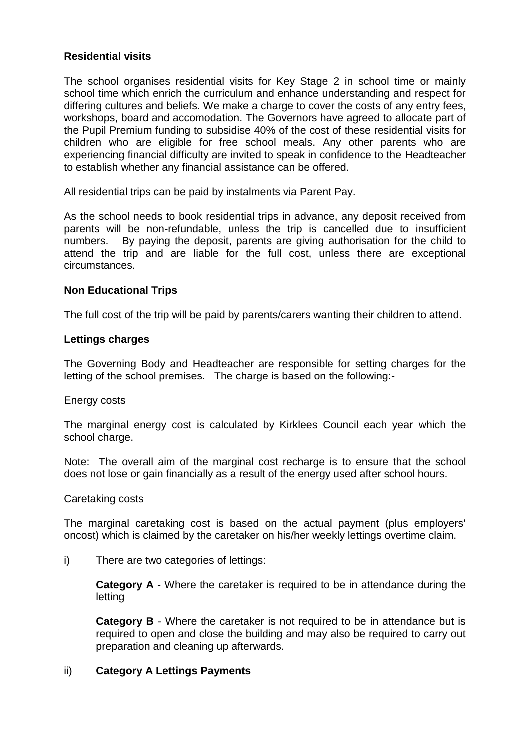**Residential visits**

The school organises residential visits for Key Stage 2 in school time or mainly school time which enrich the curriculum and enhance understanding and respect for differing cultures and beliefs. We make a charge to cover the costs of any entry fees, workshops, board and accomodation. The Governors have agreed to allocate part of the Pupil Premium funding to subsidise 40% of the cost of these residential visits for children who are eligible for free school meals. Any other parents who are experiencing financial difficulty are invited to speak in confidence to the Headteacher to establish whether any financial assistance can be offered.

All residential trips can be paid by instalments via Parent Pay.

As the school needs to book residential trips in advance, any deposit received from parents will be non-refundable, unless the trip is cancelled due to insufficient numbers. By paying the deposit, parents are giving authorisation for the child to attend the trip and are liable for the full cost, unless there are exceptional circumstances.

**Non Educational Trips**

The full cost of the trip will be paid by parents/carers wanting their children to attend.

**Lettings charges**

The Governing Body and Headteacher are responsible for setting charges for the letting of the school premises. The charge is based on the following:-

Energy costs

The marginal energy cost is calculated by Kirklees Council each year which the school charge.

Note: The overall aim of the marginal cost recharge is to ensure that the school does not lose or gain financially as a result of the energy used after school hours.

Caretaking costs

The marginal caretaking cost is based on the actual payment (plus employers' oncost) which is claimed by the caretaker on his/her weekly lettings overtime claim.

i) There are two categories of lettings:

**Category A** - Where the caretaker is required to be in attendance during the letting

**Category B** - Where the caretaker is not required to be in attendance but is required to open and close the building and may also be required to carry out preparation and cleaning up afterwards.

ii) **Category A Lettings Payments**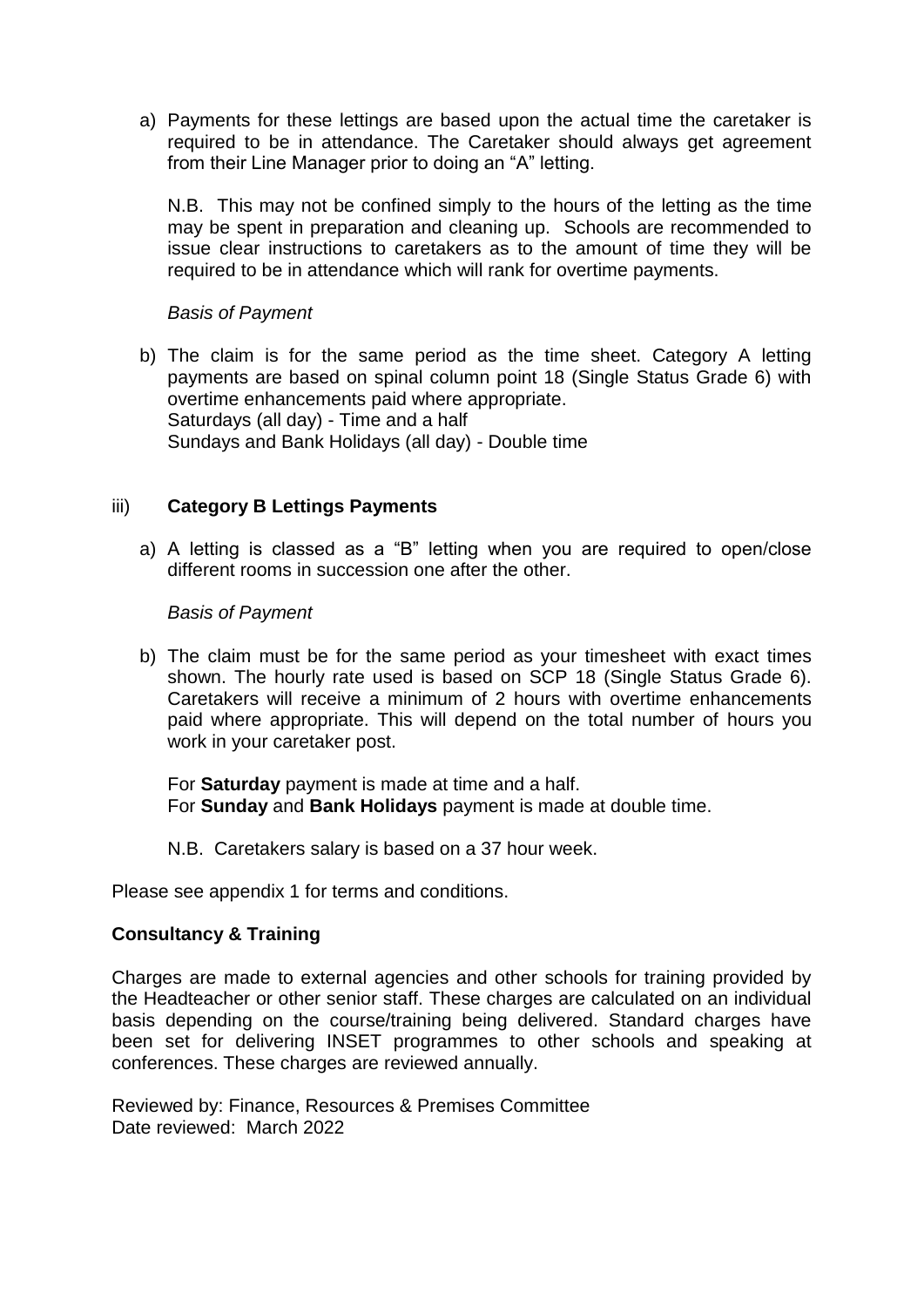a) Payments for these lettings are based upon the actual time the caretaker is required to be in attendance. The Caretaker should always get agreement from their Line Manager prior to doing an "A" letting.

   N.B. This may not be confined simply to the hours of the letting as the time may be spent in preparation and cleaning up. Schools are recommended to issue clear instructions to caretakers as to the amount of time they will be required to be in attendance which will rank for overtime payments.

   *Basis of Payment*

b) The claim is for the same period as the time sheet. Category A letting payments are based on spinal column point 18 (Single Status Grade 6) with overtime enhancements paid where appropriate.
   Saturdays (all day) - Time and a half
   Sundays and Bank Holidays (all day) - Double time

iii) **Category B Lettings Payments**

a) A letting is classed as a "B" letting when you are required to open/close different rooms in succession one after the other.

   *Basis of Payment*

b) The claim must be for the same period as your timesheet with exact times shown. The hourly rate used is based on SCP 18 (Single Status Grade 6). Caretakers will receive a minimum of 2 hours with overtime enhancements paid where appropriate. This will depend on the total number of hours you work in your caretaker post.

   For **Saturday** payment is made at time and a half.
   For **Sunday** and **Bank Holidays** payment is made at double time.

   N.B. Caretakers salary is based on a 37 hour week.

Please see appendix 1 for terms and conditions.

**Consultancy & Training**

Charges are made to external agencies and other schools for training provided by the Headteacher or other senior staff. These charges are calculated on an individual basis depending on the course/training being delivered. Standard charges have been set for delivering INSET programmes to other schools and speaking at conferences. These charges are reviewed annually.

Reviewed by: Finance, Resources & Premises Committee
Date reviewed: March 2022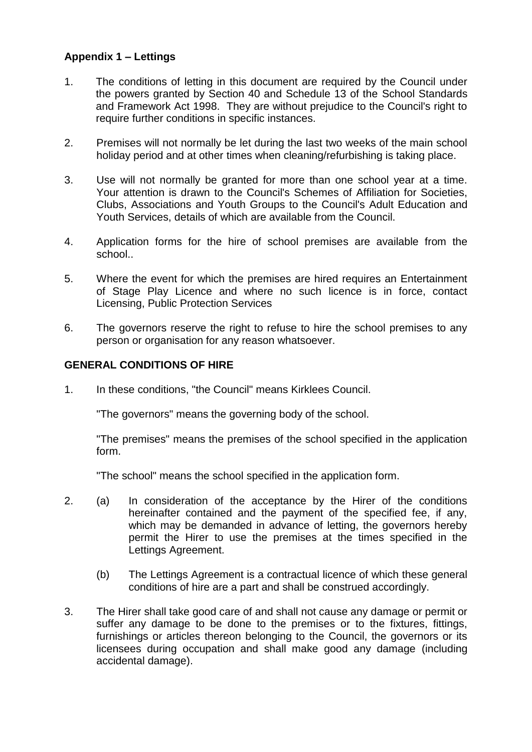**Appendix 1 – Lettings**

1. The conditions of letting in this document are required by the Council under the powers granted by Section 40 and Schedule 13 of the School Standards and Framework Act 1998. They are without prejudice to the Council's right to require further conditions in specific instances.

2. Premises will not normally be let during the last two weeks of the main school holiday period and at other times when cleaning/refurbishing is taking place.

3. Use will not normally be granted for more than one school year at a time. Your attention is drawn to the Council's Schemes of Affiliation for Societies, Clubs, Associations and Youth Groups to the Council's Adult Education and Youth Services, details of which are available from the Council.

4. Application forms for the hire of school premises are available from the school..

5. Where the event for which the premises are hired requires an Entertainment of Stage Play Licence and where no such licence is in force, contact Licensing, Public Protection Services

6. The governors reserve the right to refuse to hire the school premises to any person or organisation for any reason whatsoever.

**GENERAL CONDITIONS OF HIRE**

1. In these conditions, "the Council" means Kirklees Council.

   "The governors" means the governing body of the school.

   "The premises" means the premises of the school specified in the application form.

   "The school" means the school specified in the application form.

2. (a) In consideration of the acceptance by the Hirer of the conditions hereinafter contained and the payment of the specified fee, if any, which may be demanded in advance of letting, the governors hereby permit the Hirer to use the premises at the times specified in the Lettings Agreement.

   (b) The Lettings Agreement is a contractual licence of which these general conditions of hire are a part and shall be construed accordingly.

3. The Hirer shall take good care of and shall not cause any damage or permit or suffer any damage to be done to the premises or to the fixtures, fittings, furnishings or articles thereon belonging to the Council, the governors or its licensees during occupation and shall make good any damage (including accidental damage).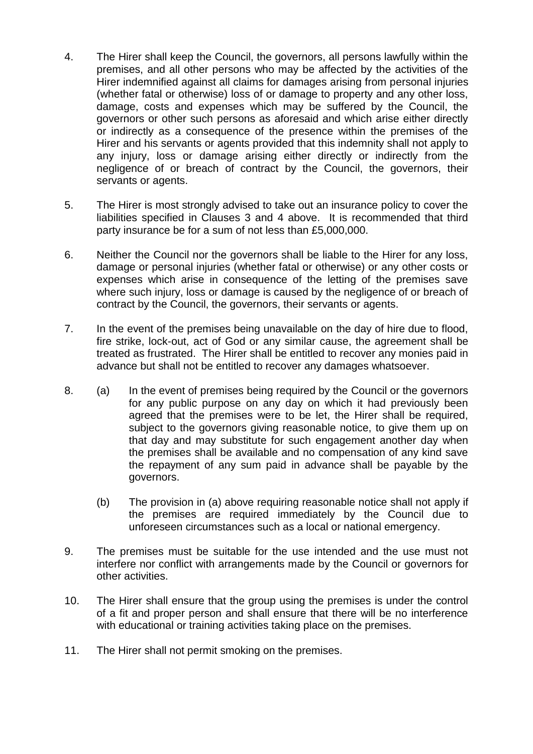4. The Hirer shall keep the Council, the governors, all persons lawfully within the premises, and all other persons who may be affected by the activities of the Hirer indemnified against all claims for damages arising from personal injuries (whether fatal or otherwise) loss of or damage to property and any other loss, damage, costs and expenses which may be suffered by the Council, the governors or other such persons as aforesaid and which arise either directly or indirectly as a consequence of the presence within the premises of the Hirer and his servants or agents provided that this indemnity shall not apply to any injury, loss or damage arising either directly or indirectly from the negligence of or breach of contract by the Council, the governors, their servants or agents.

5. The Hirer is most strongly advised to take out an insurance policy to cover the liabilities specified in Clauses 3 and 4 above. It is recommended that third party insurance be for a sum of not less than £5,000,000.

6. Neither the Council nor the governors shall be liable to the Hirer for any loss, damage or personal injuries (whether fatal or otherwise) or any other costs or expenses which arise in consequence of the letting of the premises save where such injury, loss or damage is caused by the negligence of or breach of contract by the Council, the governors, their servants or agents.

7. In the event of the premises being unavailable on the day of hire due to flood, fire strike, lock-out, act of God or any similar cause, the agreement shall be treated as frustrated. The Hirer shall be entitled to recover any monies paid in advance but shall not be entitled to recover any damages whatsoever.

8. (a) In the event of premises being required by the Council or the governors for any public purpose on any day on which it had previously been agreed that the premises were to be let, the Hirer shall be required, subject to the governors giving reasonable notice, to give them up on that day and may substitute for such engagement another day when the premises shall be available and no compensation of any kind save the repayment of any sum paid in advance shall be payable by the governors.

   (b) The provision in (a) above requiring reasonable notice shall not apply if the premises are required immediately by the Council due to unforeseen circumstances such as a local or national emergency.

9. The premises must be suitable for the use intended and the use must not interfere nor conflict with arrangements made by the Council or governors for other activities.

10. The Hirer shall ensure that the group using the premises is under the control of a fit and proper person and shall ensure that there will be no interference with educational or training activities taking place on the premises.

11. The Hirer shall not permit smoking on the premises.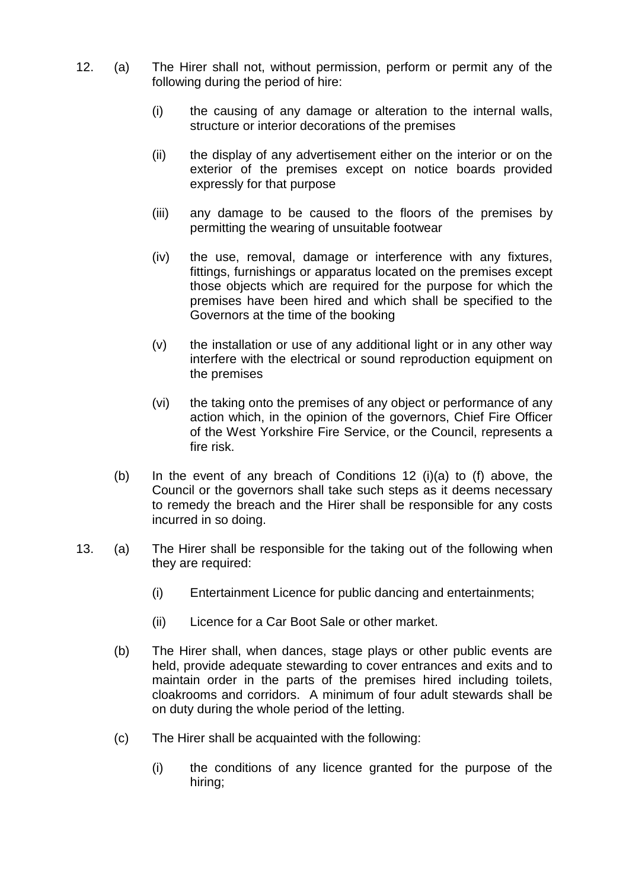12. (a) The Hirer shall not, without permission, perform or permit any of the following during the period of hire:

    (i) the causing of any damage or alteration to the internal walls, structure or interior decorations of the premises

    (ii) the display of any advertisement either on the interior or on the exterior of the premises except on notice boards provided expressly for that purpose

    (iii) any damage to be caused to the floors of the premises by permitting the wearing of unsuitable footwear

    (iv) the use, removal, damage or interference with any fixtures, fittings, furnishings or apparatus located on the premises except those objects which are required for the purpose for which the premises have been hired and which shall be specified to the Governors at the time of the booking

    (v) the installation or use of any additional light or in any other way interfere with the electrical or sound reproduction equipment on the premises

    (vi) the taking onto the premises of any object or performance of any action which, in the opinion of the governors, Chief Fire Officer of the West Yorkshire Fire Service, or the Council, represents a fire risk.

    (b) In the event of any breach of Conditions 12 (i)(a) to (f) above, the Council or the governors shall take such steps as it deems necessary to remedy the breach and the Hirer shall be responsible for any costs incurred in so doing.

13. (a) The Hirer shall be responsible for the taking out of the following when they are required:

    (i) Entertainment Licence for public dancing and entertainments;

    (ii) Licence for a Car Boot Sale or other market.

    (b) The Hirer shall, when dances, stage plays or other public events are held, provide adequate stewarding to cover entrances and exits and to maintain order in the parts of the premises hired including toilets, cloakrooms and corridors. A minimum of four adult stewards shall be on duty during the whole period of the letting.

    (c) The Hirer shall be acquainted with the following:

    (i) the conditions of any licence granted for the purpose of the hiring;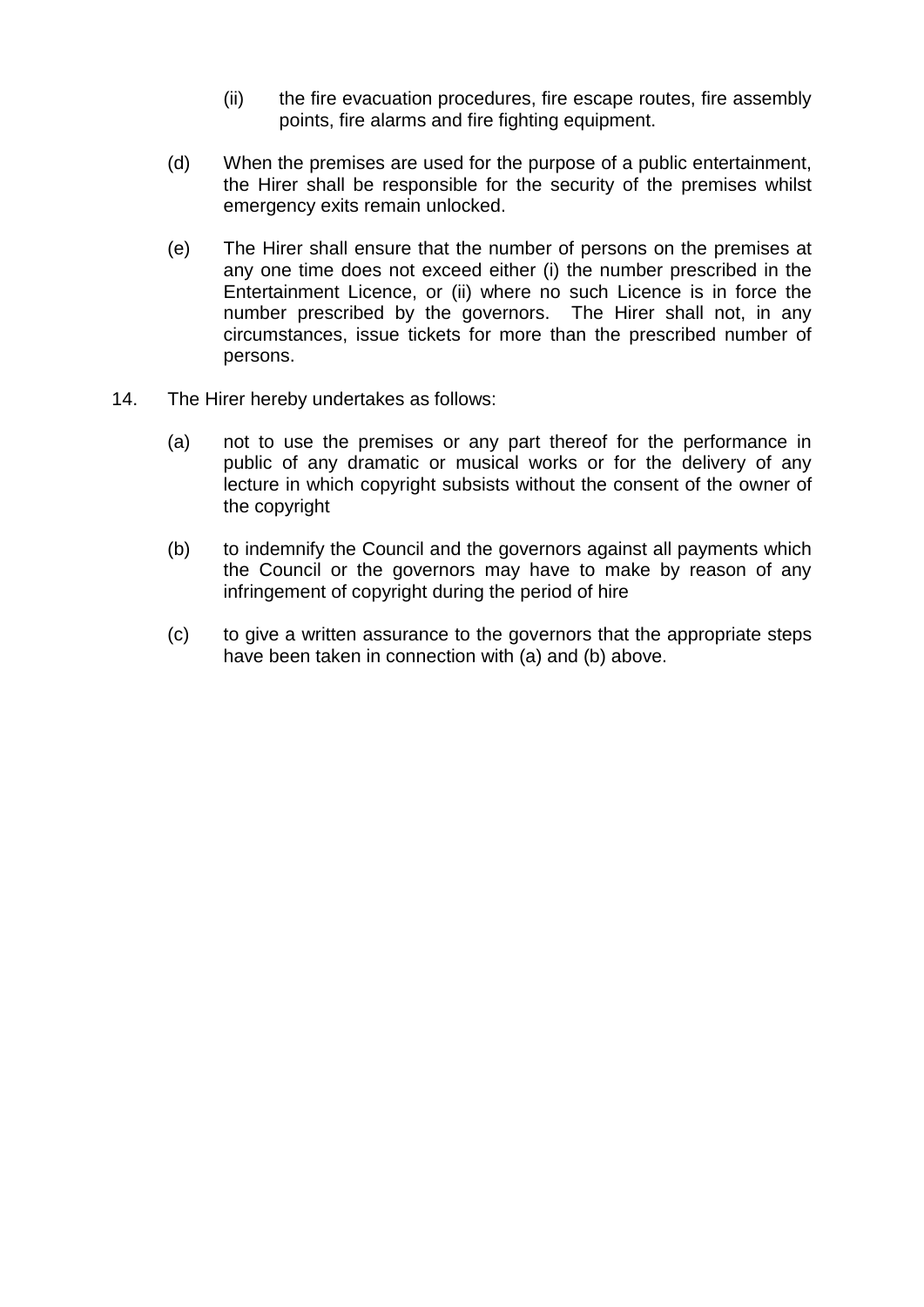(ii) the fire evacuation procedures, fire escape routes, fire assembly points, fire alarms and fire fighting equipment.

(d) When the premises are used for the purpose of a public entertainment, the Hirer shall be responsible for the security of the premises whilst emergency exits remain unlocked.

(e) The Hirer shall ensure that the number of persons on the premises at any one time does not exceed either (i) the number prescribed in the Entertainment Licence, or (ii) where no such Licence is in force the number prescribed by the governors. The Hirer shall not, in any circumstances, issue tickets for more than the prescribed number of persons.

14. The Hirer hereby undertakes as follows:

(a) not to use the premises or any part thereof for the performance in public of any dramatic or musical works or for the delivery of any lecture in which copyright subsists without the consent of the owner of the copyright

(b) to indemnify the Council and the governors against all payments which the Council or the governors may have to make by reason of any infringement of copyright during the period of hire

(c) to give a written assurance to the governors that the appropriate steps have been taken in connection with (a) and (b) above.